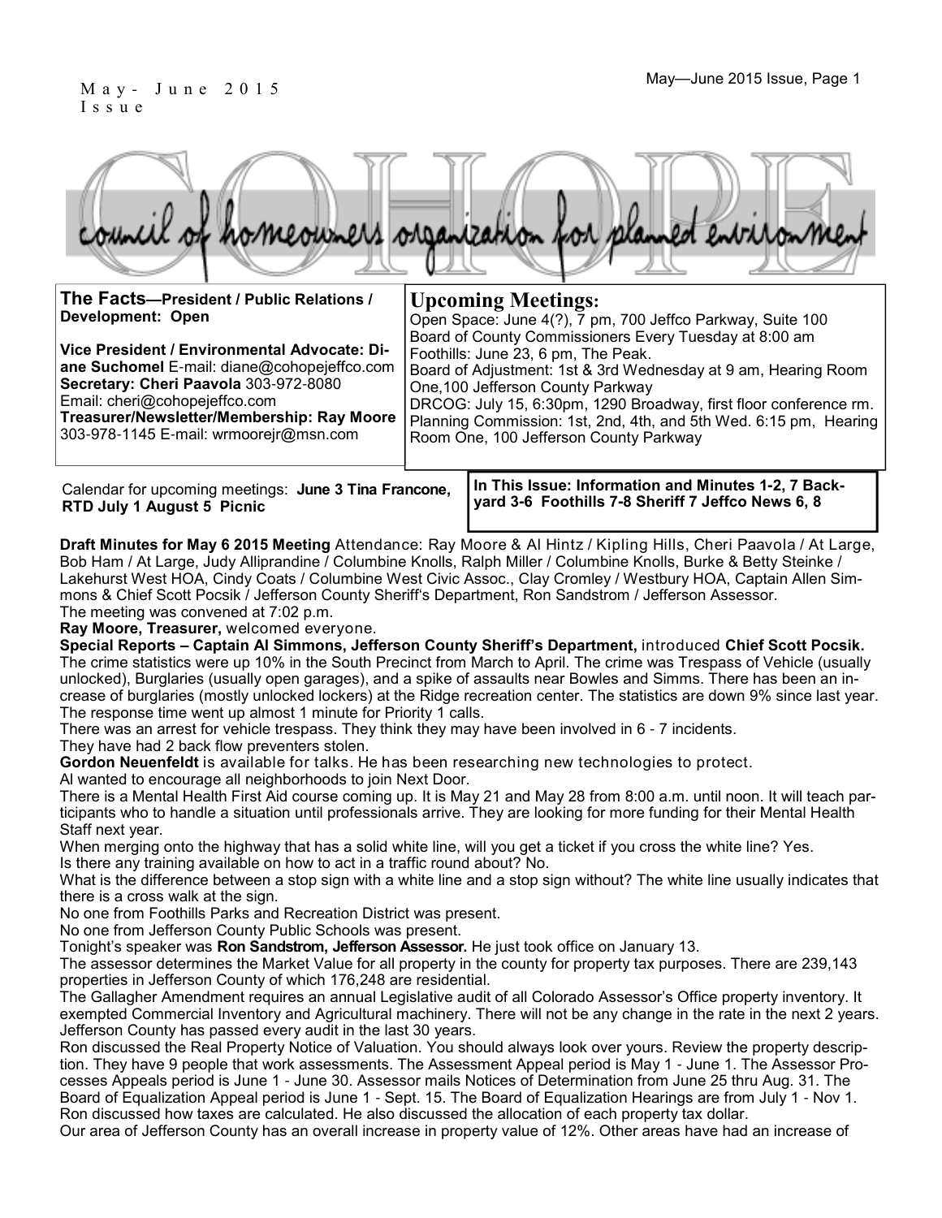May- June 2015 Issue

# COHOPE

council of homeowners organization for planned environment

**The Facts—President / Public Relations / Development: Open**

**Vice President / Environmental Advocate: Diane Suchomel** E-mail: diane@cohopejeffco.com
**Secretary: Cheri Paavola** 303-972-8080
Email: cheri@cohopejeffco.com
**Treasurer/Newsletter/Membership: Ray Moore** 303-978-1145 E-mail: wrmoorejr@msn.com

## Upcoming Meetings:

Open Space: June 4(?), 7 pm, 700 Jeffco Parkway, Suite 100
Board of County Commissioners Every Tuesday at 8:00 am
Foothills: June 23, 6 pm, The Peak.
Board of Adjustment: 1st & 3rd Wednesday at 9 am, Hearing Room One,100 Jefferson County Parkway
DRCOG: July 15, 6:30pm, 1290 Broadway, first floor conference rm.
Planning Commission: 1st, 2nd, 4th, and 5th Wed. 6:15 pm, Hearing Room One, 100 Jefferson County Parkway

Calendar for upcoming meetings: **June 3 Tina Francone, RTD July 1 August 5 Picnic**

**In This Issue: Information and Minutes 1-2, 7 Backyard 3-6 Foothills 7-8 Sheriff 7 Jeffco News 6, 8**

**Draft Minutes for May 6 2015 Meeting** Attendance: Ray Moore & Al Hintz / Kipling Hills, Cheri Paavola / At Large, Bob Ham / At Large, Judy Alliprandine / Columbine Knolls, Ralph Miller / Columbine Knolls, Burke & Betty Steinke / Lakehurst West HOA, Cindy Coats / Columbine West Civic Assoc., Clay Cromley / Westbury HOA, Captain Allen Simmons & Chief Scott Pocsik / Jefferson County Sheriff's Department, Ron Sandstrom / Jefferson Assessor.
The meeting was convened at 7:02 p.m.

**Ray Moore, Treasurer,** welcomed everyone.

**Special Reports – Captain Al Simmons, Jefferson County Sheriff's Department,** introduced **Chief Scott Pocsik.** The crime statistics were up 10% in the South Precinct from March to April. The crime was Trespass of Vehicle (usually unlocked), Burglaries (usually open garages), and a spike of assaults near Bowles and Simms. There has been an increase of burglaries (mostly unlocked lockers) at the Ridge recreation center. The statistics are down 9% since last year. The response time went up almost 1 minute for Priority 1 calls.

There was an arrest for vehicle trespass. They think they may have been involved in 6 - 7 incidents.

They have had 2 back flow preventers stolen.

**Gordon Neuenfeldt** is available for talks. He has been researching new technologies to protect.

Al wanted to encourage all neighborhoods to join Next Door.

There is a Mental Health First Aid course coming up. It is May 21 and May 28 from 8:00 a.m. until noon. It will teach participants who to handle a situation until professionals arrive. They are looking for more funding for their Mental Health Staff next year.

When merging onto the highway that has a solid white line, will you get a ticket if you cross the white line? Yes.

Is there any training available on how to act in a traffic round about? No.

What is the difference between a stop sign with a white line and a stop sign without? The white line usually indicates that there is a cross walk at the sign.

No one from Foothills Parks and Recreation District was present.

No one from Jefferson County Public Schools was present.

Tonight's speaker was **Ron Sandstrom, Jefferson Assessor.** He just took office on January 13.

The assessor determines the Market Value for all property in the county for property tax purposes. There are 239,143 properties in Jefferson County of which 176,248 are residential.

The Gallagher Amendment requires an annual Legislative audit of all Colorado Assessor's Office property inventory. It exempted Commercial Inventory and Agricultural machinery. There will not be any change in the rate in the next 2 years. Jefferson County has passed every audit in the last 30 years.

Ron discussed the Real Property Notice of Valuation. You should always look over yours. Review the property description. They have 9 people that work assessments. The Assessment Appeal period is May 1 - June 1. The Assessor Processes Appeals period is June 1 - June 30. Assessor mails Notices of Determination from June 25 thru Aug. 31. The Board of Equalization Appeal period is June 1 - Sept. 15. The Board of Equalization Hearings are from July 1 - Nov 1. Ron discussed how taxes are calculated. He also discussed the allocation of each property tax dollar.

Our area of Jefferson County has an overall increase in property value of 12%. Other areas have had an increase of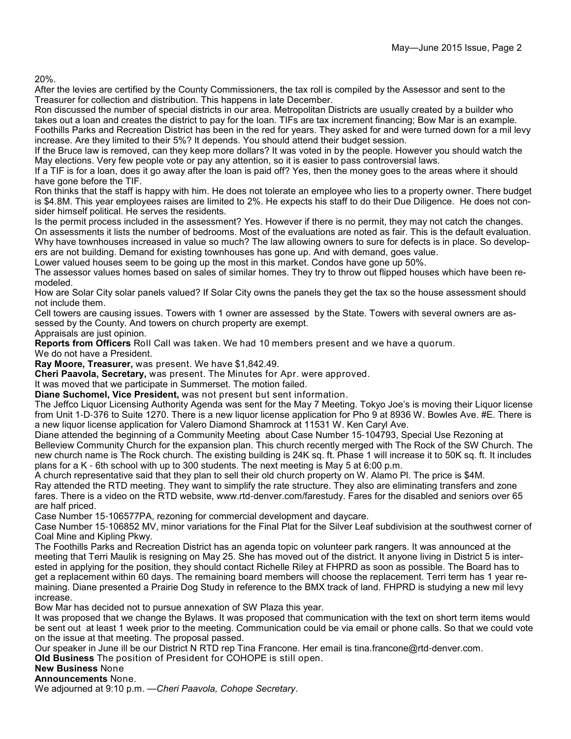20%.

After the levies are certified by the County Commissioners, the tax roll is compiled by the Assessor and sent to the Treasurer for collection and distribution. This happens in late December.

Ron discussed the number of special districts in our area. Metropolitan Districts are usually created by a builder who takes out a loan and creates the district to pay for the loan. TIFs are tax increment financing; Bow Mar is an example. Foothills Parks and Recreation District has been in the red for years. They asked for and were turned down for a mil levy increase. Are they limited to their 5%? It depends. You should attend their budget session.

If the Bruce law is removed, can they keep more dollars? It was voted in by the people. However you should watch the May elections. Very few people vote or pay any attention, so it is easier to pass controversial laws.

If a TIF is for a loan, does it go away after the loan is paid off? Yes, then the money goes to the areas where it should have gone before the TIF.

Ron thinks that the staff is happy with him. He does not tolerate an employee who lies to a property owner. There budget is $4.8M. This year employees raises are limited to 2%. He expects his staff to do their Due Diligence. He does not consider himself political. He serves the residents.

Is the permit process included in the assessment? Yes. However if there is no permit, they may not catch the changes. On assessments it lists the number of bedrooms. Most of the evaluations are noted as fair. This is the default evaluation. Why have townhouses increased in value so much? The law allowing owners to sure for defects is in place. So developers are not building. Demand for existing townhouses has gone up. And with demand, goes value.

Lower valued houses seem to be going up the most in this market. Condos have gone up 50%.

The assessor values homes based on sales of similar homes. They try to throw out flipped houses which have been remodeled.

How are Solar City solar panels valued? If Solar City owns the panels they get the tax so the house assessment should not include them.

Cell towers are causing issues. Towers with 1 owner are assessed by the State. Towers with several owners are assessed by the County. And towers on church property are exempt.

Appraisals are just opinion.

**Reports from Officers** Roll Call was taken. We had 10 members present and we have a quorum.

We do not have a President.

**Ray Moore, Treasurer,** was present. We have $1,842.49.

**Cheri Paavola, Secretary,** was present. The Minutes for Apr. were approved.

It was moved that we participate in Summerset. The motion failed.

**Diane Suchomel, Vice President,** was not present but sent information.

The Jeffco Liquor Licensing Authority Agenda was sent for the May 7 Meeting. Tokyo Joe's is moving their Liquor license from Unit 1-D-376 to Suite 1270. There is a new liquor license application for Pho 9 at 8936 W. Bowles Ave. #E. There is a new liquor license application for Valero Diamond Shamrock at 11531 W. Ken Caryl Ave.

Diane attended the beginning of a Community Meeting about Case Number 15-104793, Special Use Rezoning at Belleview Community Church for the expansion plan. This church recently merged with The Rock of the SW Church. The new church name is The Rock church. The existing building is 24K sq. ft. Phase 1 will increase it to 50K sq. ft. It includes plans for a K - 6th school with up to 300 students. The next meeting is May 5 at 6:00 p.m.

A church representative said that they plan to sell their old church property on W. Alamo Pl. The price is $4M.

Ray attended the RTD meeting. They want to simplify the rate structure. They also are eliminating transfers and zone fares. There is a video on the RTD website, www.rtd-denver.com/farestudy. Fares for the disabled and seniors over 65 are half priced.

Case Number 15-106577PA, rezoning for commercial development and daycare.

Case Number 15-106852 MV, minor variations for the Final Plat for the Silver Leaf subdivision at the southwest corner of Coal Mine and Kipling Pkwy.

The Foothills Parks and Recreation District has an agenda topic on volunteer park rangers. It was announced at the meeting that Terri Maulik is resigning on May 25. She has moved out of the district. It anyone living in District 5 is interested in applying for the position, they should contact Richelle Riley at FHPRD as soon as possible. The Board has to get a replacement within 60 days. The remaining board members will choose the replacement. Terri term has 1 year remaining. Diane presented a Prairie Dog Study in reference to the BMX track of land. FHPRD is studying a new mil levy increase.

Bow Mar has decided not to pursue annexation of SW Plaza this year.

It was proposed that we change the Bylaws. It was proposed that communication with the text on short term items would be sent out at least 1 week prior to the meeting. Communication could be via email or phone calls. So that we could vote on the issue at that meeting. The proposal passed.

Our speaker in June ill be our District N RTD rep Tina Francone. Her email is tina.francone@rtd-denver.com.

**Old Business** The position of President for COHOPE is still open.

**New Business** None

**Announcements** None.

We adjourned at 9:10 p.m. —*Cheri Paavola, Cohope Secretary*.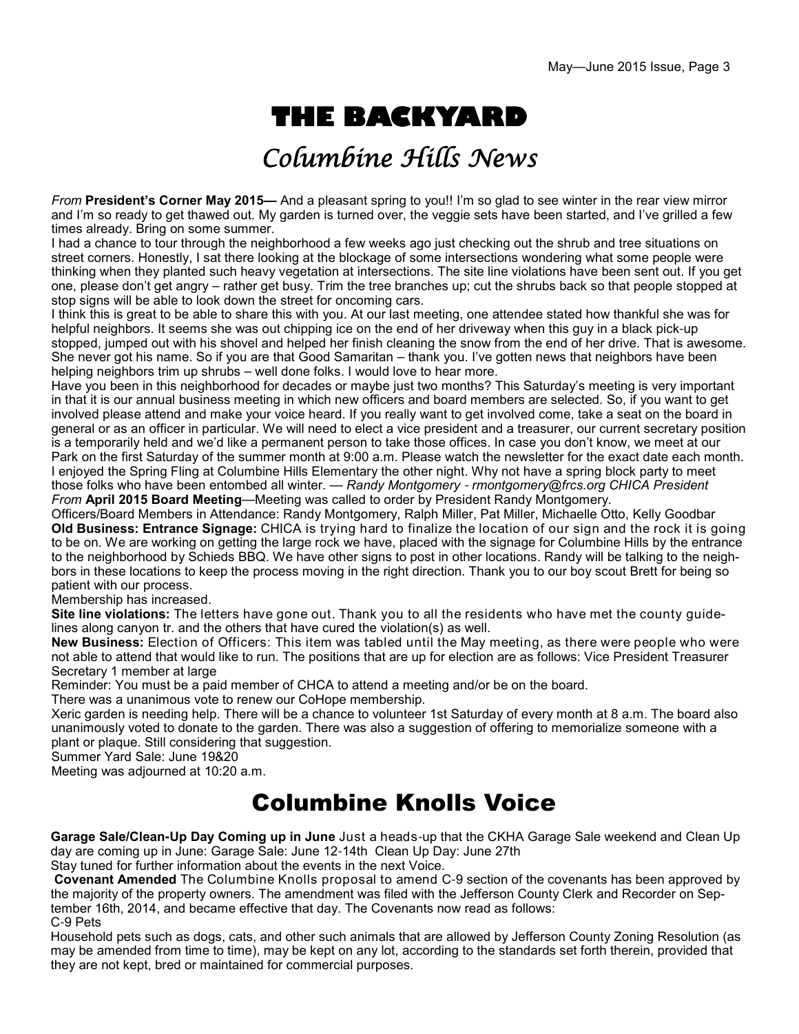# THE BACKYARD

## *Columbine Hills News*

*From* **President's Corner May 2015—** And a pleasant spring to you!! I'm so glad to see winter in the rear view mirror and I'm so ready to get thawed out. My garden is turned over, the veggie sets have been started, and I've grilled a few times already. Bring on some summer.

I had a chance to tour through the neighborhood a few weeks ago just checking out the shrub and tree situations on street corners. Honestly, I sat there looking at the blockage of some intersections wondering what some people were thinking when they planted such heavy vegetation at intersections. The site line violations have been sent out. If you get one, please don't get angry – rather get busy. Trim the tree branches up; cut the shrubs back so that people stopped at stop signs will be able to look down the street for oncoming cars.

I think this is great to be able to share this with you. At our last meeting, one attendee stated how thankful she was for helpful neighbors. It seems she was out chipping ice on the end of her driveway when this guy in a black pick-up stopped, jumped out with his shovel and helped her finish cleaning the snow from the end of her drive. That is awesome. She never got his name. So if you are that Good Samaritan – thank you. I've gotten news that neighbors have been helping neighbors trim up shrubs – well done folks. I would love to hear more.

Have you been in this neighborhood for decades or maybe just two months? This Saturday's meeting is very important in that it is our annual business meeting in which new officers and board members are selected. So, if you want to get involved please attend and make your voice heard. If you really want to get involved come, take a seat on the board in general or as an officer in particular. We will need to elect a vice president and a treasurer, our current secretary position is a temporarily held and we'd like a permanent person to take those offices. In case you don't know, we meet at our Park on the first Saturday of the summer month at 9:00 a.m. Please watch the newsletter for the exact date each month.

I enjoyed the Spring Fling at Columbine Hills Elementary the other night. Why not have a spring block party to meet those folks who have been entombed all winter. — *Randy Montgomery - rmontgomery@frcs.org CHICA President*

*From* **April 2015 Board Meeting**—Meeting was called to order by President Randy Montgomery.

Officers/Board Members in Attendance: Randy Montgomery, Ralph Miller, Pat Miller, Michaelle Otto, Kelly Goodbar

**Old Business: Entrance Signage:** CHICA is trying hard to finalize the location of our sign and the rock it is going to be on. We are working on getting the large rock we have, placed with the signage for Columbine Hills by the entrance to the neighborhood by Schieds BBQ. We have other signs to post in other locations. Randy will be talking to the neighbors in these locations to keep the process moving in the right direction. Thank you to our boy scout Brett for being so patient with our process.

Membership has increased.

**Site line violations:** The letters have gone out. Thank you to all the residents who have met the county guidelines along canyon tr. and the others that have cured the violation(s) as well.

**New Business:** Election of Officers: This item was tabled until the May meeting, as there were people who were not able to attend that would like to run. The positions that are up for election are as follows: Vice President Treasurer Secretary 1 member at large

Reminder: You must be a paid member of CHCA to attend a meeting and/or be on the board.

There was a unanimous vote to renew our CoHope membership.

Xeric garden is needing help. There will be a chance to volunteer 1st Saturday of every month at 8 a.m. The board also unanimously voted to donate to the garden. There was also a suggestion of offering to memorialize someone with a plant or plaque. Still considering that suggestion.

Summer Yard Sale: June 19&20

Meeting was adjourned at 10:20 a.m.

## Columbine Knolls Voice

**Garage Sale/Clean-Up Day Coming up in June** Just a heads-up that the CKHA Garage Sale weekend and Clean Up day are coming up in June: Garage Sale: June 12-14th Clean Up Day: June 27th

Stay tuned for further information about the events in the next Voice.

**Covenant Amended** The Columbine Knolls proposal to amend C-9 section of the covenants has been approved by the majority of the property owners. The amendment was filed with the Jefferson County Clerk and Recorder on September 16th, 2014, and became effective that day. The Covenants now read as follows:

C-9 Pets

Household pets such as dogs, cats, and other such animals that are allowed by Jefferson County Zoning Resolution (as may be amended from time to time), may be kept on any lot, according to the standards set forth therein, provided that they are not kept, bred or maintained for commercial purposes.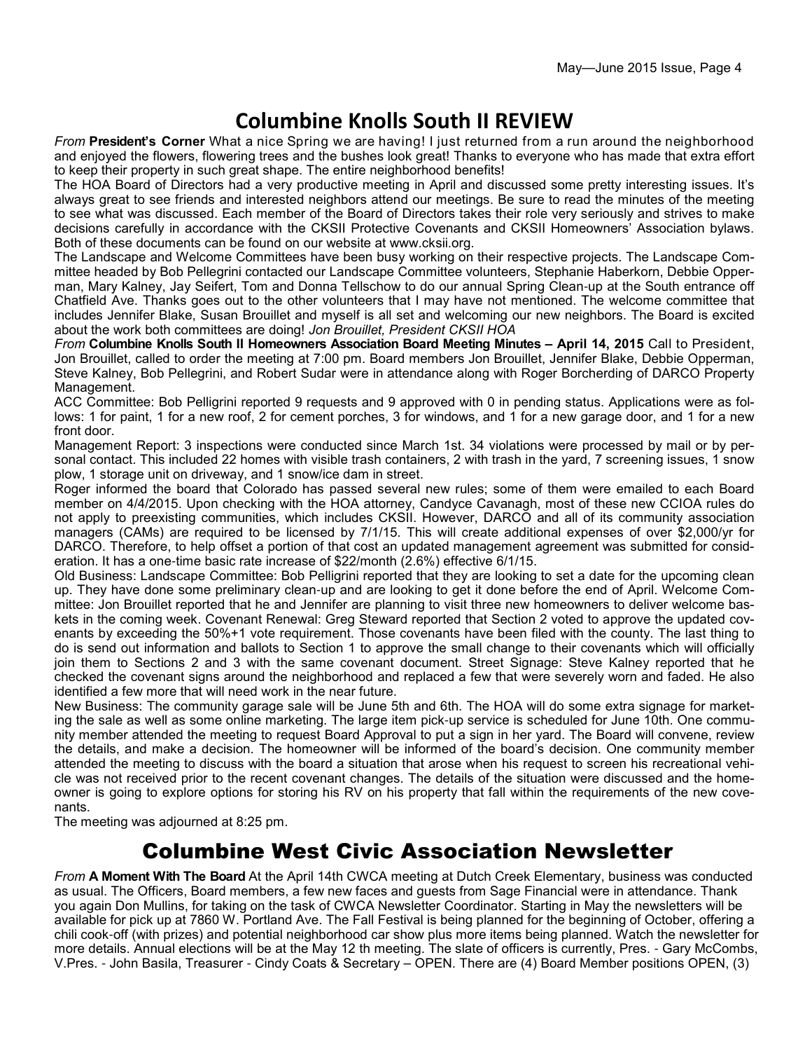# Columbine Knolls South II REVIEW

*From* **President's Corner** What a nice Spring we are having! I just returned from a run around the neighborhood and enjoyed the flowers, flowering trees and the bushes look great! Thanks to everyone who has made that extra effort to keep their property in such great shape. The entire neighborhood benefits!

The HOA Board of Directors had a very productive meeting in April and discussed some pretty interesting issues. It's always great to see friends and interested neighbors attend our meetings. Be sure to read the minutes of the meeting to see what was discussed. Each member of the Board of Directors takes their role very seriously and strives to make decisions carefully in accordance with the CKSII Protective Covenants and CKSII Homeowners' Association bylaws. Both of these documents can be found on our website at www.cksii.org.

The Landscape and Welcome Committees have been busy working on their respective projects. The Landscape Committee headed by Bob Pellegrini contacted our Landscape Committee volunteers, Stephanie Haberkorn, Debbie Opperman, Mary Kalney, Jay Seifert, Tom and Donna Tellschow to do our annual Spring Clean-up at the South entrance off Chatfield Ave. Thanks goes out to the other volunteers that I may have not mentioned. The welcome committee that includes Jennifer Blake, Susan Brouillet and myself is all set and welcoming our new neighbors. The Board is excited about the work both committees are doing! *Jon Brouillet, President CKSII HOA*

*From* **Columbine Knolls South II Homeowners Association Board Meeting Minutes – April 14, 2015** Call to President, Jon Brouillet, called to order the meeting at 7:00 pm. Board members Jon Brouillet, Jennifer Blake, Debbie Opperman, Steve Kalney, Bob Pellegrini, and Robert Sudar were in attendance along with Roger Borcherding of DARCO Property Management.

ACC Committee: Bob Pelligrini reported 9 requests and 9 approved with 0 in pending status. Applications were as follows: 1 for paint, 1 for a new roof, 2 for cement porches, 3 for windows, and 1 for a new garage door, and 1 for a new front door.

Management Report: 3 inspections were conducted since March 1st. 34 violations were processed by mail or by personal contact. This included 22 homes with visible trash containers, 2 with trash in the yard, 7 screening issues, 1 snow plow, 1 storage unit on driveway, and 1 snow/ice dam in street.

Roger informed the board that Colorado has passed several new rules; some of them were emailed to each Board member on 4/4/2015. Upon checking with the HOA attorney, Candyce Cavanagh, most of these new CCIOA rules do not apply to preexisting communities, which includes CKSII. However, DARCO and all of its community association managers (CAMs) are required to be licensed by 7/1/15. This will create additional expenses of over $2,000/yr for DARCO. Therefore, to help offset a portion of that cost an updated management agreement was submitted for consideration. It has a one-time basic rate increase of $22/month (2.6%) effective 6/1/15.

Old Business: Landscape Committee: Bob Pelligrini reported that they are looking to set a date for the upcoming clean up. They have done some preliminary clean-up and are looking to get it done before the end of April. Welcome Committee: Jon Brouillet reported that he and Jennifer are planning to visit three new homeowners to deliver welcome baskets in the coming week. Covenant Renewal: Greg Steward reported that Section 2 voted to approve the updated covenants by exceeding the 50%+1 vote requirement. Those covenants have been filed with the county. The last thing to do is send out information and ballots to Section 1 to approve the small change to their covenants which will officially join them to Sections 2 and 3 with the same covenant document. Street Signage: Steve Kalney reported that he checked the covenant signs around the neighborhood and replaced a few that were severely worn and faded. He also identified a few more that will need work in the near future.

New Business: The community garage sale will be June 5th and 6th. The HOA will do some extra signage for marketing the sale as well as some online marketing. The large item pick-up service is scheduled for June 10th. One community member attended the meeting to request Board Approval to put a sign in her yard. The Board will convene, review the details, and make a decision. The homeowner will be informed of the board's decision. One community member attended the meeting to discuss with the board a situation that arose when his request to screen his recreational vehicle was not received prior to the recent covenant changes. The details of the situation were discussed and the homeowner is going to explore options for storing his RV on his property that fall within the requirements of the new covenants.

The meeting was adjourned at 8:25 pm.

# Columbine West Civic Association Newsletter

*From* **A Moment With The Board** At the April 14th CWCA meeting at Dutch Creek Elementary, business was conducted as usual. The Officers, Board members, a few new faces and guests from Sage Financial were in attendance. Thank you again Don Mullins, for taking on the task of CWCA Newsletter Coordinator. Starting in May the newsletters will be available for pick up at 7860 W. Portland Ave. The Fall Festival is being planned for the beginning of October, offering a chili cook-off (with prizes) and potential neighborhood car show plus more items being planned. Watch the newsletter for more details. Annual elections will be at the May 12 th meeting. The slate of officers is currently, Pres. - Gary McCombs, V.Pres. - John Basila, Treasurer - Cindy Coats & Secretary – OPEN. There are (4) Board Member positions OPEN, (3)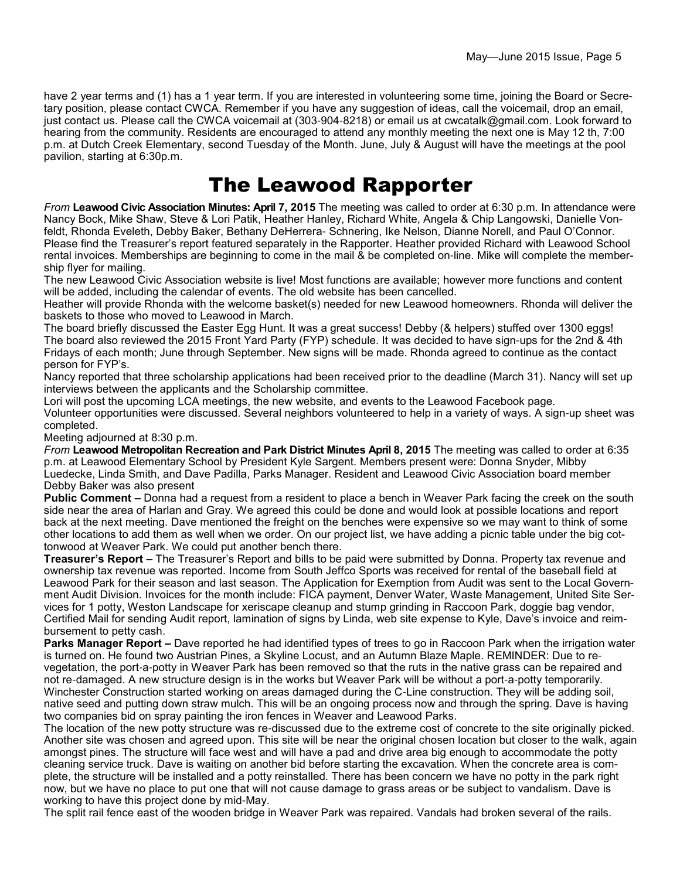have 2 year terms and (1) has a 1 year term. If you are interested in volunteering some time, joining the Board or Secretary position, please contact CWCA. Remember if you have any suggestion of ideas, call the voicemail, drop an email, just contact us. Please call the CWCA voicemail at (303-904-8218) or email us at cwcatalk@gmail.com. Look forward to hearing from the community. Residents are encouraged to attend any monthly meeting the next one is May 12 th, 7:00 p.m. at Dutch Creek Elementary, second Tuesday of the Month. June, July & August will have the meetings at the pool pavilion, starting at 6:30p.m.

# The Leawood Rapporter

*From* **Leawood Civic Association Minutes: April 7, 2015** The meeting was called to order at 6:30 p.m. In attendance were Nancy Bock, Mike Shaw, Steve & Lori Patik, Heather Hanley, Richard White, Angela & Chip Langowski, Danielle Vonfeldt, Rhonda Eveleth, Debby Baker, Bethany DeHerrera- Schnering, Ike Nelson, Dianne Norell, and Paul O'Connor. Please find the Treasurer's report featured separately in the Rapporter. Heather provided Richard with Leawood School rental invoices. Memberships are beginning to come in the mail & be completed on-line. Mike will complete the membership flyer for mailing.

The new Leawood Civic Association website is live! Most functions are available; however more functions and content will be added, including the calendar of events. The old website has been cancelled.

Heather will provide Rhonda with the welcome basket(s) needed for new Leawood homeowners. Rhonda will deliver the baskets to those who moved to Leawood in March.

The board briefly discussed the Easter Egg Hunt. It was a great success! Debby (& helpers) stuffed over 1300 eggs! The board also reviewed the 2015 Front Yard Party (FYP) schedule. It was decided to have sign-ups for the 2nd & 4th Fridays of each month; June through September. New signs will be made. Rhonda agreed to continue as the contact person for FYP's.

Nancy reported that three scholarship applications had been received prior to the deadline (March 31). Nancy will set up interviews between the applicants and the Scholarship committee.

Lori will post the upcoming LCA meetings, the new website, and events to the Leawood Facebook page.

Volunteer opportunities were discussed. Several neighbors volunteered to help in a variety of ways. A sign-up sheet was completed.

Meeting adjourned at 8:30 p.m.

*From* **Leawood Metropolitan Recreation and Park District Minutes April 8, 2015** The meeting was called to order at 6:35 p.m. at Leawood Elementary School by President Kyle Sargent. Members present were: Donna Snyder, Mibby Luedecke, Linda Smith, and Dave Padilla, Parks Manager. Resident and Leawood Civic Association board member Debby Baker was also present

**Public Comment –** Donna had a request from a resident to place a bench in Weaver Park facing the creek on the south side near the area of Harlan and Gray. We agreed this could be done and would look at possible locations and report back at the next meeting. Dave mentioned the freight on the benches were expensive so we may want to think of some other locations to add them as well when we order. On our project list, we have adding a picnic table under the big cottonwood at Weaver Park. We could put another bench there.

**Treasurer's Report –** The Treasurer's Report and bills to be paid were submitted by Donna. Property tax revenue and ownership tax revenue was reported. Income from South Jeffco Sports was received for rental of the baseball field at Leawood Park for their season and last season. The Application for Exemption from Audit was sent to the Local Government Audit Division. Invoices for the month include: FICA payment, Denver Water, Waste Management, United Site Services for 1 potty, Weston Landscape for xeriscape cleanup and stump grinding in Raccoon Park, doggie bag vendor, Certified Mail for sending Audit report, lamination of signs by Linda, web site expense to Kyle, Dave's invoice and reimbursement to petty cash.

**Parks Manager Report –** Dave reported he had identified types of trees to go in Raccoon Park when the irrigation water is turned on. He found two Austrian Pines, a Skyline Locust, and an Autumn Blaze Maple. REMINDER: Due to revegetation, the port-a-potty in Weaver Park has been removed so that the ruts in the native grass can be repaired and not re-damaged. A new structure design is in the works but Weaver Park will be without a port-a-potty temporarily. Winchester Construction started working on areas damaged during the C-Line construction. They will be adding soil, native seed and putting down straw mulch. This will be an ongoing process now and through the spring. Dave is having two companies bid on spray painting the iron fences in Weaver and Leawood Parks.

The location of the new potty structure was re-discussed due to the extreme cost of concrete to the site originally picked. Another site was chosen and agreed upon. This site will be near the original chosen location but closer to the walk, again amongst pines. The structure will face west and will have a pad and drive area big enough to accommodate the potty cleaning service truck. Dave is waiting on another bid before starting the excavation. When the concrete area is complete, the structure will be installed and a potty reinstalled. There has been concern we have no potty in the park right now, but we have no place to put one that will not cause damage to grass areas or be subject to vandalism. Dave is working to have this project done by mid-May.

The split rail fence east of the wooden bridge in Weaver Park was repaired. Vandals had broken several of the rails.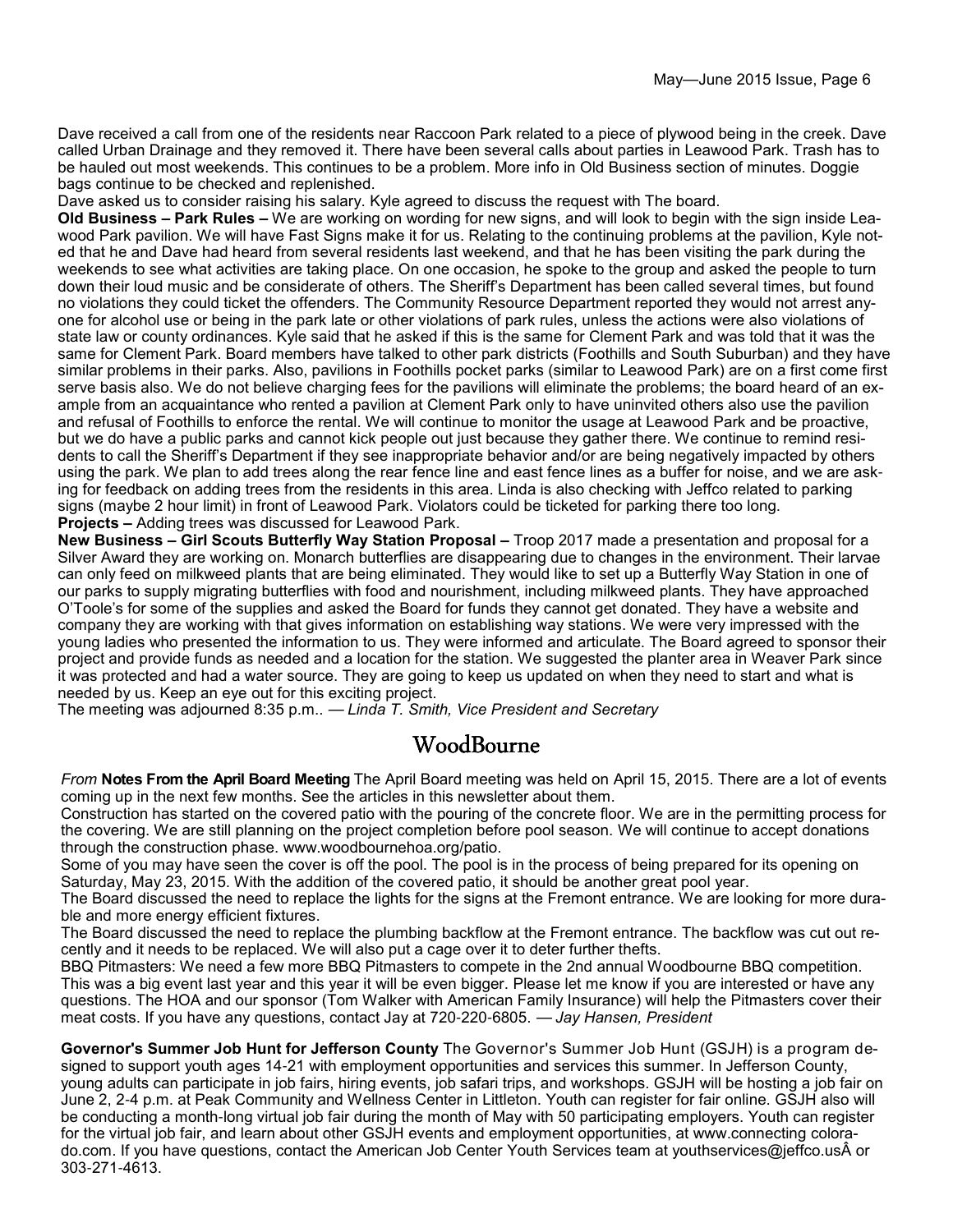Dave received a call from one of the residents near Raccoon Park related to a piece of plywood being in the creek. Dave called Urban Drainage and they removed it. There have been several calls about parties in Leawood Park. Trash has to be hauled out most weekends. This continues to be a problem. More info in Old Business section of minutes. Doggie bags continue to be checked and replenished.

Dave asked us to consider raising his salary. Kyle agreed to discuss the request with The board.

**Old Business – Park Rules –** We are working on wording for new signs, and will look to begin with the sign inside Leawood Park pavilion. We will have Fast Signs make it for us. Relating to the continuing problems at the pavilion, Kyle noted that he and Dave had heard from several residents last weekend, and that he has been visiting the park during the weekends to see what activities are taking place. On one occasion, he spoke to the group and asked the people to turn down their loud music and be considerate of others. The Sheriff's Department has been called several times, but found no violations they could ticket the offenders. The Community Resource Department reported they would not arrest anyone for alcohol use or being in the park late or other violations of park rules, unless the actions were also violations of state law or county ordinances. Kyle said that he asked if this is the same for Clement Park and was told that it was the same for Clement Park. Board members have talked to other park districts (Foothills and South Suburban) and they have similar problems in their parks. Also, pavilions in Foothills pocket parks (similar to Leawood Park) are on a first come first serve basis also. We do not believe charging fees for the pavilions will eliminate the problems; the board heard of an example from an acquaintance who rented a pavilion at Clement Park only to have uninvited others also use the pavilion and refusal of Foothills to enforce the rental. We will continue to monitor the usage at Leawood Park and be proactive, but we do have a public parks and cannot kick people out just because they gather there. We continue to remind residents to call the Sheriff's Department if they see inappropriate behavior and/or are being negatively impacted by others using the park. We plan to add trees along the rear fence line and east fence lines as a buffer for noise, and we are asking for feedback on adding trees from the residents in this area. Linda is also checking with Jeffco related to parking signs (maybe 2 hour limit) in front of Leawood Park. Violators could be ticketed for parking there too long.

**Projects –** Adding trees was discussed for Leawood Park.

**New Business – Girl Scouts Butterfly Way Station Proposal –** Troop 2017 made a presentation and proposal for a Silver Award they are working on. Monarch butterflies are disappearing due to changes in the environment. Their larvae can only feed on milkweed plants that are being eliminated. They would like to set up a Butterfly Way Station in one of our parks to supply migrating butterflies with food and nourishment, including milkweed plants. They have approached O'Toole's for some of the supplies and asked the Board for funds they cannot get donated. They have a website and company they are working with that gives information on establishing way stations. We were very impressed with the young ladies who presented the information to us. They were informed and articulate. The Board agreed to sponsor their project and provide funds as needed and a location for the station. We suggested the planter area in Weaver Park since it was protected and had a water source. They are going to keep us updated on when they need to start and what is needed by us. Keep an eye out for this exciting project.

The meeting was adjourned 8:35 p.m.. — *Linda T. Smith, Vice President and Secretary*

## WoodBourne

*From* **Notes From the April Board Meeting** The April Board meeting was held on April 15, 2015. There are a lot of events coming up in the next few months. See the articles in this newsletter about them.

Construction has started on the covered patio with the pouring of the concrete floor. We are in the permitting process for the covering. We are still planning on the project completion before pool season. We will continue to accept donations through the construction phase. www.woodbournehoa.org/patio.

Some of you may have seen the cover is off the pool. The pool is in the process of being prepared for its opening on Saturday, May 23, 2015. With the addition of the covered patio, it should be another great pool year.

The Board discussed the need to replace the lights for the signs at the Fremont entrance. We are looking for more durable and more energy efficient fixtures.

The Board discussed the need to replace the plumbing backflow at the Fremont entrance. The backflow was cut out recently and it needs to be replaced. We will also put a cage over it to deter further thefts.

BBQ Pitmasters: We need a few more BBQ Pitmasters to compete in the 2nd annual Woodbourne BBQ competition. This was a big event last year and this year it will be even bigger. Please let me know if you are interested or have any questions. The HOA and our sponsor (Tom Walker with American Family Insurance) will help the Pitmasters cover their meat costs. If you have any questions, contact Jay at 720-220-6805. — *Jay Hansen, President*

**Governor's Summer Job Hunt for Jefferson County** The Governor's Summer Job Hunt (GSJH) is a program designed to support youth ages 14-21 with employment opportunities and services this summer. In Jefferson County, young adults can participate in job fairs, hiring events, job safari trips, and workshops. GSJH will be hosting a job fair on June 2, 2-4 p.m. at Peak Community and Wellness Center in Littleton. Youth can register for fair online. GSJH also will be conducting a month-long virtual job fair during the month of May with 50 participating employers. Youth can register for the virtual job fair, and learn about other GSJH events and employment opportunities, at www.connectingcolorado.com. If you have questions, contact the American Job Center Youth Services team at youthservices@jeffco.usÂ or 303-271-4613.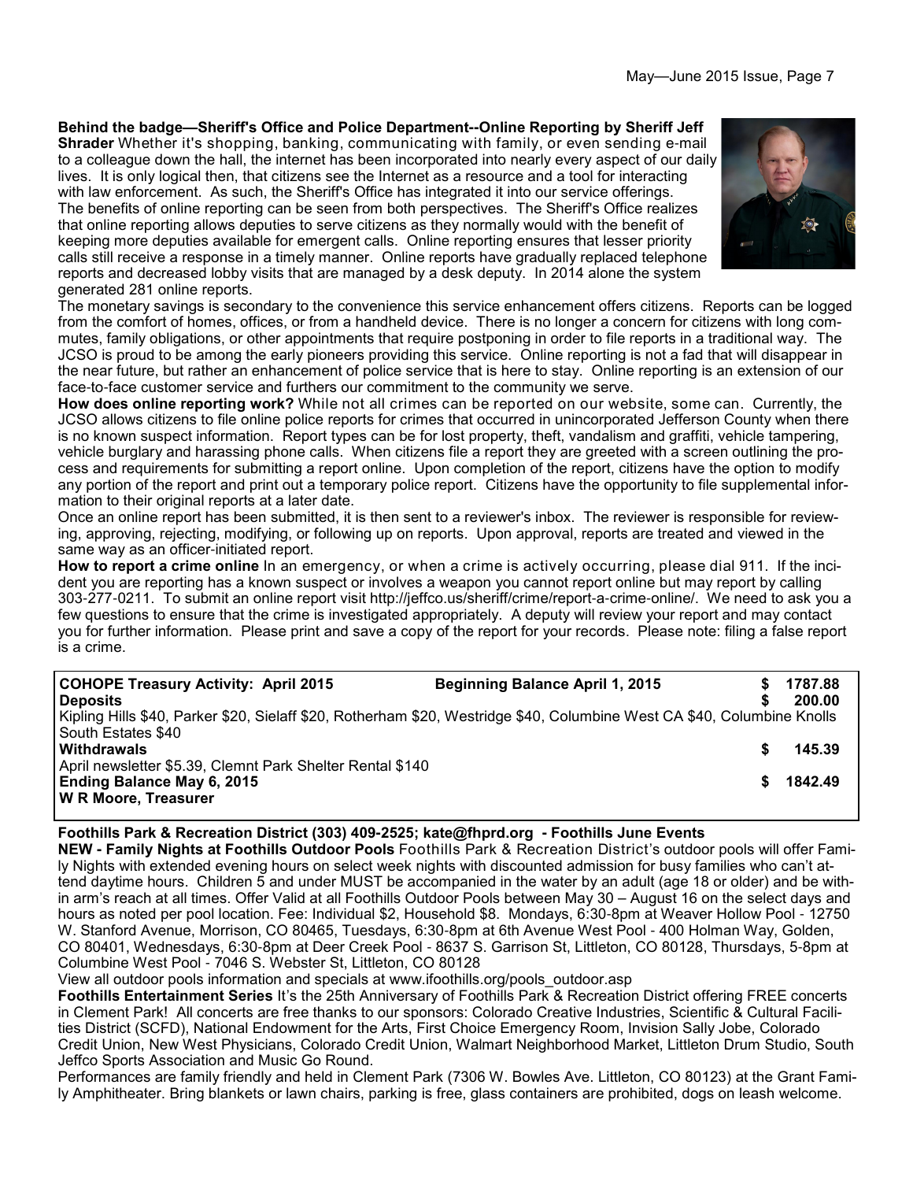**Behind the badge—Sheriff's Office and Police Department--Online Reporting by Sheriff Jeff Shrader** Whether it's shopping, banking, communicating with family, or even sending e-mail to a colleague down the hall, the internet has been incorporated into nearly every aspect of our daily lives. It is only logical then, that citizens see the Internet as a resource and a tool for interacting with law enforcement. As such, the Sheriff's Office has integrated it into our service offerings. The benefits of online reporting can be seen from both perspectives. The Sheriff's Office realizes that online reporting allows deputies to serve citizens as they normally would with the benefit of keeping more deputies available for emergent calls. Online reporting ensures that lesser priority calls still receive a response in a timely manner. Online reports have gradually replaced telephone reports and decreased lobby visits that are managed by a desk deputy. In 2014 alone the system generated 281 online reports.

The monetary savings is secondary to the convenience this service enhancement offers citizens. Reports can be logged from the comfort of homes, offices, or from a handheld device. There is no longer a concern for citizens with long commutes, family obligations, or other appointments that require postponing in order to file reports in a traditional way. The JCSO is proud to be among the early pioneers providing this service. Online reporting is not a fad that will disappear in the near future, but rather an enhancement of police service that is here to stay. Online reporting is an extension of our face-to-face customer service and furthers our commitment to the community we serve.

**How does online reporting work?** While not all crimes can be reported on our website, some can. Currently, the JCSO allows citizens to file online police reports for crimes that occurred in unincorporated Jefferson County when there is no known suspect information. Report types can be for lost property, theft, vandalism and graffiti, vehicle tampering, vehicle burglary and harassing phone calls. When citizens file a report they are greeted with a screen outlining the process and requirements for submitting a report online. Upon completion of the report, citizens have the option to modify any portion of the report and print out a temporary police report. Citizens have the opportunity to file supplemental information to their original reports at a later date.

Once an online report has been submitted, it is then sent to a reviewer's inbox. The reviewer is responsible for reviewing, approving, rejecting, modifying, or following up on reports. Upon approval, reports are treated and viewed in the same way as an officer-initiated report.

**How to report a crime online** In an emergency, or when a crime is actively occurring, please dial 911. If the incident you are reporting has a known suspect or involves a weapon you cannot report online but may report by calling 303-277-0211. To submit an online report visit http://jeffco.us/sheriff/crime/report-a-crime-online/. We need to ask you a few questions to ensure that the crime is investigated appropriately. A deputy will review your report and may contact you for further information. Please print and save a copy of the report for your records. Please note: filing a false report is a crime.

| **COHOPE Treasury Activity: April 2015** | **Beginning Balance April 1, 2015** | **$ 1787.88** |
|---|---|---|
| **Deposits** | | **$ 200.00** |
| Kipling Hills $40, Parker $20, Sielaff $20, Rotherham $20, Westridge $40, Columbine West CA $40, Columbine Knolls South Estates $40 | | |
| **Withdrawals** | | **$ 145.39** |
| April newsletter $5.39, Clemnt Park Shelter Rental $140 | | |
| **Ending Balance May 6, 2015** | | **$ 1842.49** |
| **W R Moore, Treasurer** | | |

**Foothills Park & Recreation District (303) 409-2525; kate@fhprd.org - Foothills June Events**

**NEW - Family Nights at Foothills Outdoor Pools** Foothills Park & Recreation District's outdoor pools will offer Family Nights with extended evening hours on select week nights with discounted admission for busy families who can't attend daytime hours. Children 5 and under MUST be accompanied in the water by an adult (age 18 or older) and be within arm's reach at all times. Offer Valid at all Foothills Outdoor Pools between May 30 – August 16 on the select days and hours as noted per pool location. Fee: Individual $2, Household $8. Mondays, 6:30-8pm at Weaver Hollow Pool - 12750 W. Stanford Avenue, Morrison, CO 80465, Tuesdays, 6:30-8pm at 6th Avenue West Pool - 400 Holman Way, Golden, CO 80401, Wednesdays, 6:30-8pm at Deer Creek Pool - 8637 S. Garrison St, Littleton, CO 80128, Thursdays, 5-8pm at Columbine West Pool - 7046 S. Webster St, Littleton, CO 80128

View all outdoor pools information and specials at www.ifoothills.org/pools_outdoor.asp

**Foothills Entertainment Series** It's the 25th Anniversary of Foothills Park & Recreation District offering FREE concerts in Clement Park! All concerts are free thanks to our sponsors: Colorado Creative Industries, Scientific & Cultural Facilities District (SCFD), National Endowment for the Arts, First Choice Emergency Room, Invision Sally Jobe, Colorado Credit Union, New West Physicians, Colorado Credit Union, Walmart Neighborhood Market, Littleton Drum Studio, South Jeffco Sports Association and Music Go Round.

Performances are family friendly and held in Clement Park (7306 W. Bowles Ave. Littleton, CO 80123) at the Grant Family Amphitheater. Bring blankets or lawn chairs, parking is free, glass containers are prohibited, dogs on leash welcome.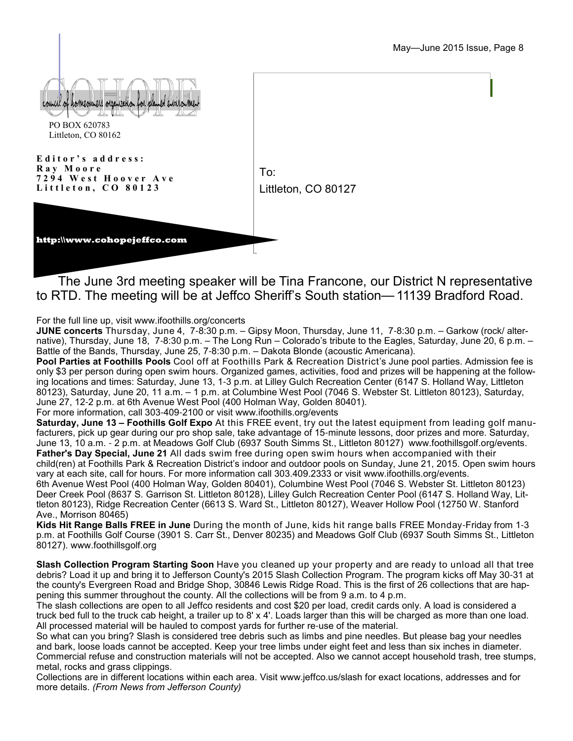COHOPE

council of homeowners organization for planned environment

PO BOX 620783
Littleton, CO 80162

**Editor's address:**
**Ray Moore**
**7294 West Hoover Ave**
**Littleton, CO 80123**

**http:\\www.cohopejeffco.com**

To:
Littleton, CO 80127

The June 3rd meeting speaker will be Tina Francone, our District N representative to RTD. The meeting will be at Jeffco Sheriff's South station— 11139 Bradford Road.

For the full line up, visit www.ifoothills.org/concerts

**JUNE concerts** Thursday, June 4, 7-8:30 p.m. – Gipsy Moon, Thursday, June 11, 7-8:30 p.m. – Garkow (rock/ alternative), Thursday, June 18, 7-8:30 p.m. – The Long Run – Colorado's tribute to the Eagles, Saturday, June 20, 6 p.m. – Battle of the Bands, Thursday, June 25, 7-8:30 p.m. – Dakota Blonde (acoustic Americana).

**Pool Parties at Foothills Pools** Cool off at Foothills Park & Recreation District's June pool parties. Admission fee is only $3 per person during open swim hours. Organized games, activities, food and prizes will be happening at the following locations and times: Saturday, June 13, 1-3 p.m. at Lilley Gulch Recreation Center (6147 S. Holland Way, Littleton 80123), Saturday, June 20, 11 a.m. – 1 p.m. at Columbine West Pool (7046 S. Webster St. Littleton 80123), Saturday, June 27, 12-2 p.m. at 6th Avenue West Pool (400 Holman Way, Golden 80401).

For more information, call 303-409-2100 or visit www.ifoothills.org/events

**Saturday, June 13 – Foothills Golf Expo** At this FREE event, try out the latest equipment from leading golf manufacturers, pick up gear during our pro shop sale, take advantage of 15-minute lessons, door prizes and more. Saturday, June 13, 10 a.m. - 2 p.m. at Meadows Golf Club (6937 South Simms St., Littleton 80127) www.foothillsgolf.org/events.

**Father's Day Special, June 21** All dads swim free during open swim hours when accompanied with their child(ren) at Foothills Park & Recreation District's indoor and outdoor pools on Sunday, June 21, 2015. Open swim hours vary at each site, call for hours. For more information call 303.409.2333 or visit www.ifoothills.org/events.

6th Avenue West Pool (400 Holman Way, Golden 80401), Columbine West Pool (7046 S. Webster St. Littleton 80123) Deer Creek Pool (8637 S. Garrison St. Littleton 80128), Lilley Gulch Recreation Center Pool (6147 S. Holland Way, Littleton 80123), Ridge Recreation Center (6613 S. Ward St., Littleton 80127), Weaver Hollow Pool (12750 W. Stanford Ave., Morrison 80465)

**Kids Hit Range Balls FREE in June** During the month of June, kids hit range balls FREE Monday-Friday from 1-3 p.m. at Foothills Golf Course (3901 S. Carr St., Denver 80235) and Meadows Golf Club (6937 South Simms St., Littleton 80127). www.foothillsgolf.org

**Slash Collection Program Starting Soon** Have you cleaned up your property and are ready to unload all that tree debris? Load it up and bring it to Jefferson County's 2015 Slash Collection Program. The program kicks off May 30-31 at the county's Evergreen Road and Bridge Shop, 30846 Lewis Ridge Road. This is the first of 26 collections that are happening this summer throughout the county. All the collections will be from 9 a.m. to 4 p.m.

The slash collections are open to all Jeffco residents and cost $20 per load, credit cards only. A load is considered a truck bed full to the truck cab height, a trailer up to 8' x 4'. Loads larger than this will be charged as more than one load. All processed material will be hauled to compost yards for further re-use of the material.

So what can you bring? Slash is considered tree debris such as limbs and pine needles. But please bag your needles and bark, loose loads cannot be accepted. Keep your tree limbs under eight feet and less than six inches in diameter. Commercial refuse and construction materials will not be accepted. Also we cannot accept household trash, tree stumps, metal, rocks and grass clippings.

Collections are in different locations within each area. Visit www.jeffco.us/slash for exact locations, addresses and for more details. *(From News from Jefferson County)*